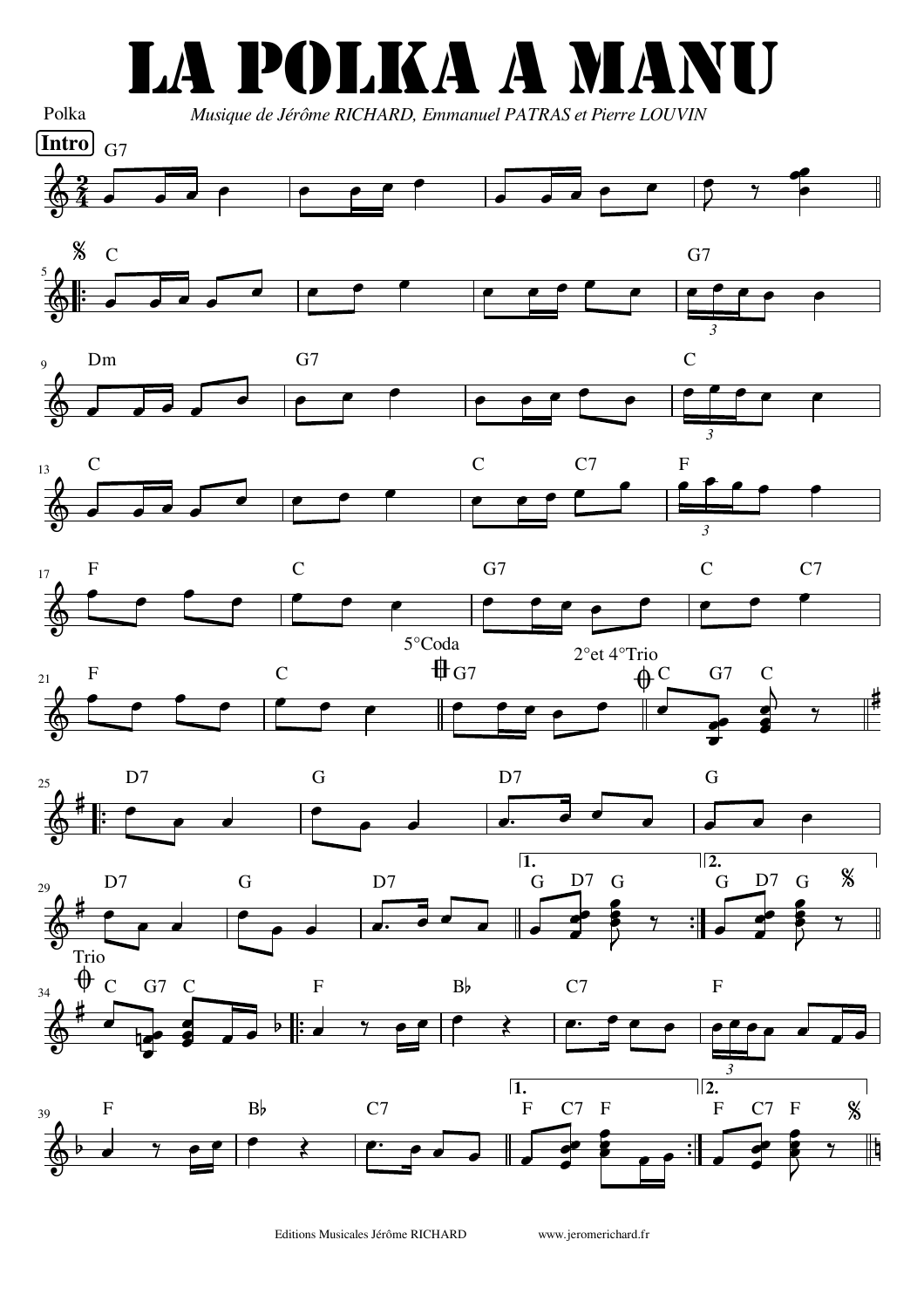# LA POLKA A MANU

Polka

*Musique de Jérôme RICHARD, Emmanuel PATRAS et Pierre LOUVIN*

Editions Musicales Jérôme RICHARD

www.jeromerichard.fr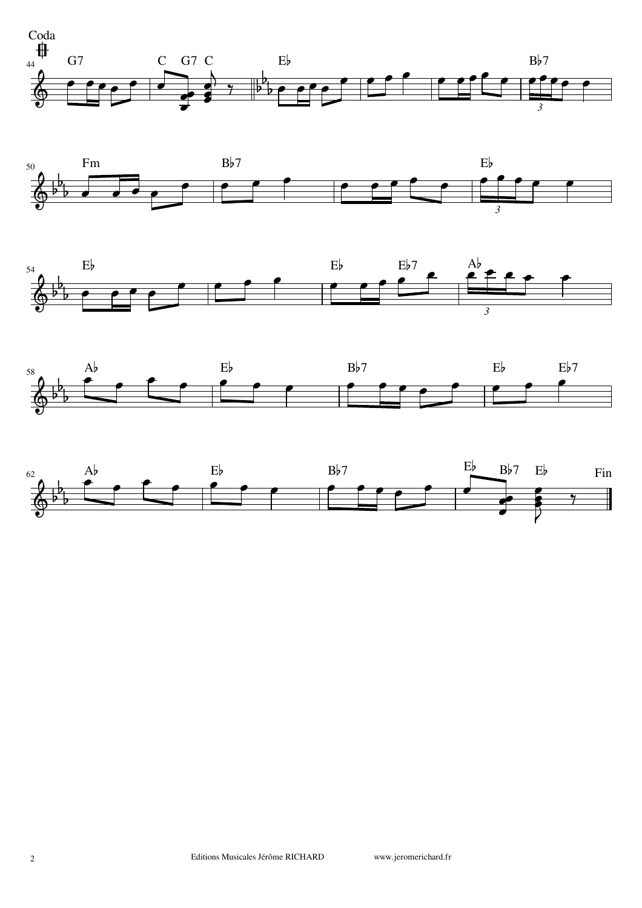Coda

44 G7 C G7 C E♭ B♭7

50 Fm B♭7 E♭

54 E♭ E♭ E♭7 A♭

58 A♭ E♭ B♭7 E♭ E♭7

62 A♭ E♭ B♭7 E♭ B♭7 E♭ Fin

Editions Musicales Jérôme RICHARD www.jeromerichard.fr